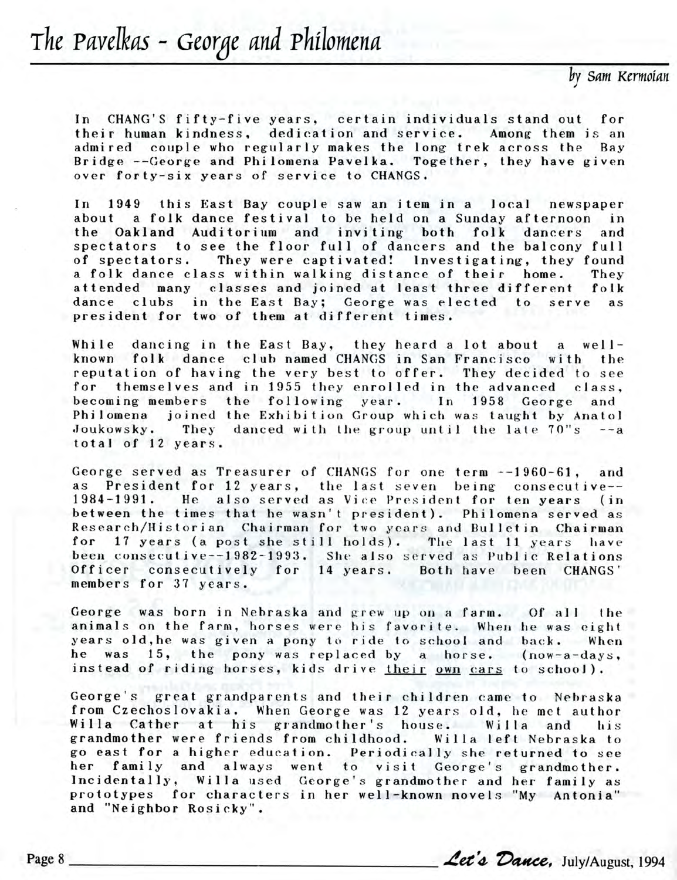# The Pavelkas - George and Philomena

*by Sam Kermoian*

In CHANG'S fifty-five years, certain individuals stand out for their human kindness, dedication and service. Among them is an admired couple who regularly makes the long trek across the Bay Bridge --George and Philomena Pavelka. Together, they have given over forty-six years of service to CHANGS.

In 1949 this East Bay couple saw an item in a local newspaper about a folk dance festival to be held on a Sunday afternoon in the Oakland Auditorium and inviting both folk dancers and spectators to see the floor full of dancers and the balcony full of spectators. They were captivated! Investigating, they found a folk dance class within walking distance of their home. They attended many classes and joined at least three different folk dance clubs in the East Bay; George was elected to serve as president for two of them at different times.

While dancing in the East Bay, they heard a lot about a well-known folk dance club named CHANGS in San Francisco with the reputation of having the very best to offer. They decided to see for themselves and in 1955 they enrolled in the advanced class, becoming members the following year. In 1958 George and Philomena joined the Exhibition Group which was taught by Anatol Joukowsky. They danced with the group until the late 70"s --a total of 12 years.

George served as Treasurer of CHANGS for one term --1960-61, and as President for 12 years, the last seven being consecutive--1984-1991. He also served as Vice President for ten years (in between the times that he wasn't president). Philomena served as Research/Historian Chairman for two years and Bulletin Chairman for 17 years (a post she still holds). The last 11 years have been consecutive--1982-1993. She also served as Public Relations Officer consecutively for 14 years. Both have been CHANGS' members for 37 years.

George was born in Nebraska and grew up on a farm. Of all the animals on the farm, horses were his favorite. When he was eight years old,he was given a pony to ride to school and back. When he was 15, the pony was replaced by a horse. (now-a-days, instead of riding horses, kids drive <u>their own cars</u> to school).

George's great grandparents and their children came to Nebraska from Czechoslovakia. When George was 12 years old, he met author Willa Cather at his grandmother's house. Willa and his grandmother were friends from childhood. Willa left Nebraska to go east for a higher education. Periodically she returned to see her family and always went to visit George's grandmother. Incidentally, Willa used George's grandmother and her family as prototypes for characters in her well-known novels "My Antonia" and "Neighbor Rosicky".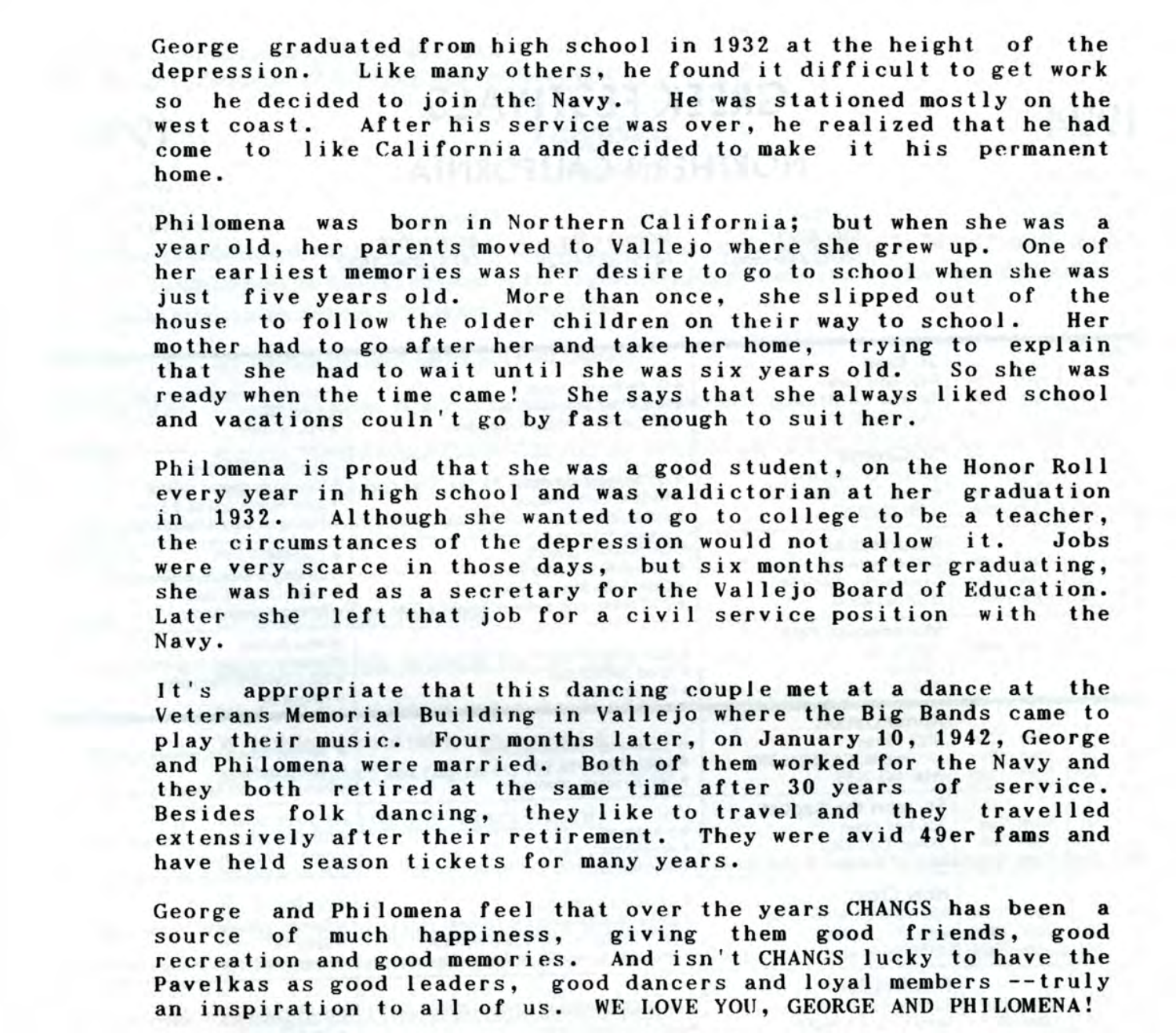George graduated from high school in 1932 at the height of the depression. Like many others, he found it difficult to get work so he decided to join the Navy. He was stationed mostly on the west coast. After his service was over, he realized that he had come to like California and decided to make it his permanent home.

Philomena was born in Northern California; but when she was a year old, her parents moved to Vallejo where she grew up. One of her earliest memories was her desire to go to school when she was just five years old. More than once, she slipped out of the house to follow the older children on their way to school. Her mother had to go after her and take her home, trying to explain that she had to wait until she was six years old. So she was ready when the time came! She says that she always liked school and vacations couln't go by fast enough to suit her.

Philomena is proud that she was a good student, on the Honor Roll every year in high school and was valdictorian at her graduation in 1932. Although she wanted to go to college to be a teacher, the circumstances of the depression would not allow it. Jobs were very scarce in those days, but six months after graduating, she was hired as a secretary for the Vallejo Board of Education. Later she left that job for a civil service position with the Navy.

It's appropriate that this dancing couple met at a dance at the Veterans Memorial Building in Vallejo where the Big Bands came to play their music. Four months later, on January 10, 1942, George and Philomena were married. Both of them worked for the Navy and they both retired at the same time after 30 years of service. Besides folk dancing, they like to travel and they travelled extensively after their retirement. They were avid 49er fams and have held season tickets for many years.

George and Philomena feel that over the years CHANGS has been a source of much happiness, giving them good friends, good recreation and good memories. And isn't CHANGS lucky to have the Pavelkas as good leaders, good dancers and loyal members --truly an inspiration to all of us. WE LOVE YOU, GEORGE AND PHILOMENA!